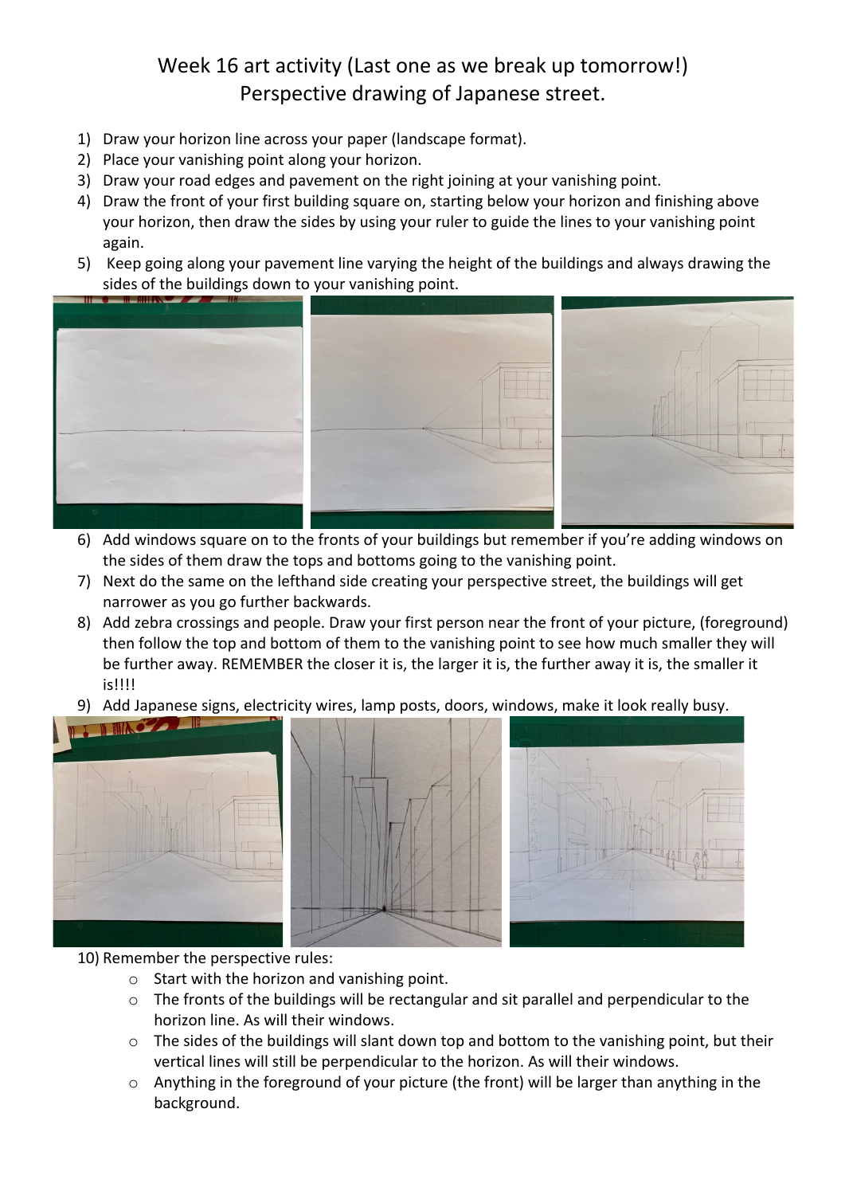# Week 16 art activity (Last one as we break up tomorrow!)
# Perspective drawing of Japanese street.

1) Draw your horizon line across your paper (landscape format).
2) Place your vanishing point along your horizon.
3) Draw your road edges and pavement on the right joining at your vanishing point.
4) Draw the front of your first building square on, starting below your horizon and finishing above your horizon, then draw the sides by using your ruler to guide the lines to your vanishing point again.
5) Keep going along your pavement line varying the height of the buildings and always drawing the sides of the buildings down to your vanishing point.
6) Add windows square on to the fronts of your buildings but remember if you're adding windows on the sides of them draw the tops and bottoms going to the vanishing point.
7) Next do the same on the lefthand side creating your perspective street, the buildings will get narrower as you go further backwards.
8) Add zebra crossings and people. Draw your first person near the front of your picture, (foreground) then follow the top and bottom of them to the vanishing point to see how much smaller they will be further away. REMEMBER the closer it is, the larger it is, the further away it is, the smaller it is!!!!
9) Add Japanese signs, electricity wires, lamp posts, doors, windows, make it look really busy.
10) Remember the perspective rules:
    - Start with the horizon and vanishing point.
    - The fronts of the buildings will be rectangular and sit parallel and perpendicular to the horizon line. As will their windows.
    - The sides of the buildings will slant down top and bottom to the vanishing point, but their vertical lines will still be perpendicular to the horizon. As will their windows.
    - Anything in the foreground of your picture (the front) will be larger than anything in the background.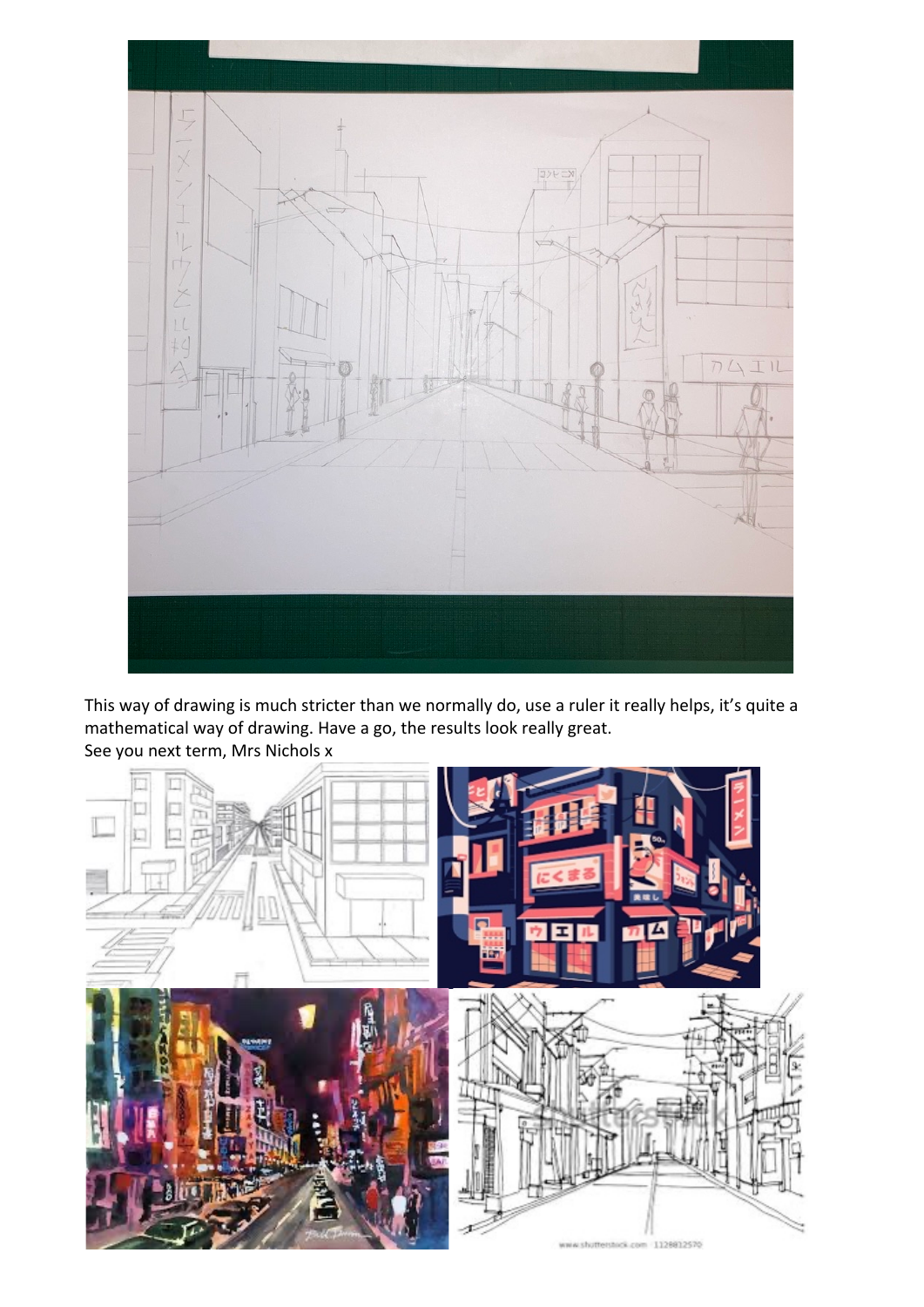This way of drawing is much stricter than we normally do, use a ruler it really helps, it's quite a mathematical way of drawing. Have a go, the results look really great.

See you next term, Mrs Nichols x